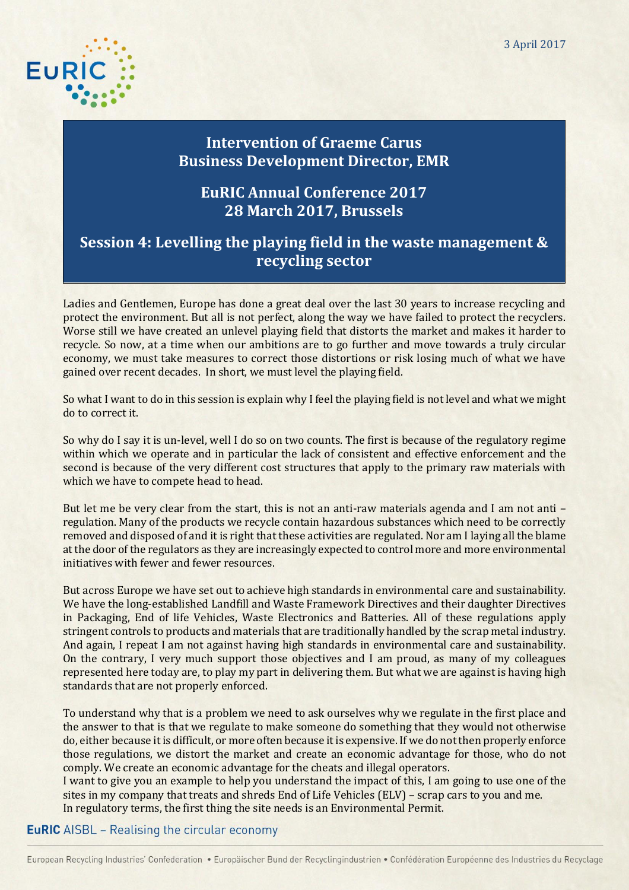3 April 2017

# Intervention of Graeme Carus
# Business Development Director, EMR

## EuRIC Annual Conference 2017
## 28 March 2017, Brussels

## Session 4: Levelling the playing field in the waste management & recycling sector

Ladies and Gentlemen, Europe has done a great deal over the last 30 years to increase recycling and protect the environment. But all is not perfect, along the way we have failed to protect the recyclers. Worse still we have created an unlevel playing field that distorts the market and makes it harder to recycle. So now, at a time when our ambitions are to go further and move towards a truly circular economy, we must take measures to correct those distortions or risk losing much of what we have gained over recent decades. In short, we must level the playing field.

So what I want to do in this session is explain why I feel the playing field is not level and what we might do to correct it.

So why do I say it is un-level, well I do so on two counts. The first is because of the regulatory regime within which we operate and in particular the lack of consistent and effective enforcement and the second is because of the very different cost structures that apply to the primary raw materials with which we have to compete head to head.

But let me be very clear from the start, this is not an anti-raw materials agenda and I am not anti – regulation. Many of the products we recycle contain hazardous substances which need to be correctly removed and disposed of and it is right that these activities are regulated. Nor am I laying all the blame at the door of the regulators as they are increasingly expected to control more and more environmental initiatives with fewer and fewer resources.

But across Europe we have set out to achieve high standards in environmental care and sustainability. We have the long-established Landfill and Waste Framework Directives and their daughter Directives in Packaging, End of life Vehicles, Waste Electronics and Batteries. All of these regulations apply stringent controls to products and materials that are traditionally handled by the scrap metal industry. And again, I repeat I am not against having high standards in environmental care and sustainability. On the contrary, I very much support those objectives and I am proud, as many of my colleagues represented here today are, to play my part in delivering them. But what we are against is having high standards that are not properly enforced.

To understand why that is a problem we need to ask ourselves why we regulate in the first place and the answer to that is that we regulate to make someone do something that they would not otherwise do, either because it is difficult, or more often because it is expensive. If we do not then properly enforce those regulations, we distort the market and create an economic advantage for those, who do not comply. We create an economic advantage for the cheats and illegal operators.
I want to give you an example to help you understand the impact of this, I am going to use one of the sites in my company that treats and shreds End of Life Vehicles (ELV) – scrap cars to you and me.
In regulatory terms, the first thing the site needs is an Environmental Permit.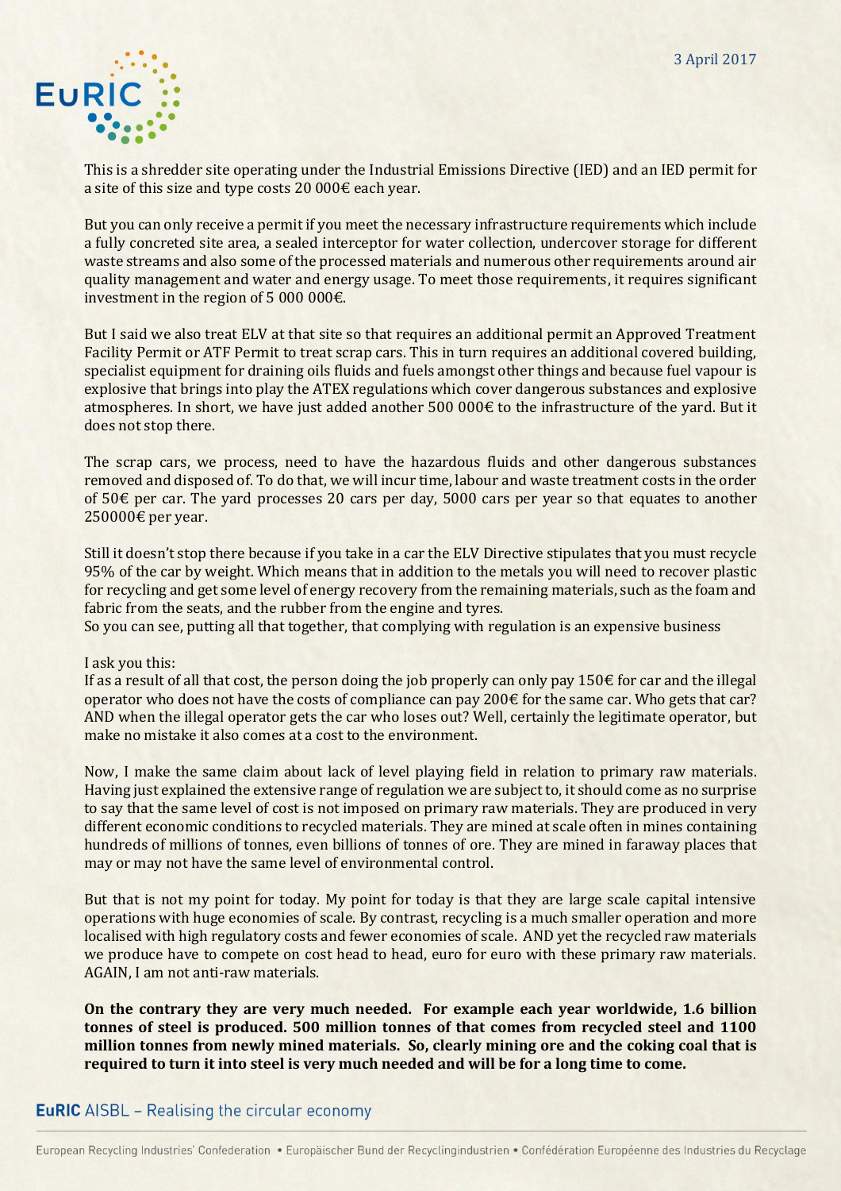This is a shredder site operating under the Industrial Emissions Directive (IED) and an IED permit for a site of this size and type costs 20 000€ each year.

But you can only receive a permit if you meet the necessary infrastructure requirements which include a fully concreted site area, a sealed interceptor for water collection, undercover storage for different waste streams and also some of the processed materials and numerous other requirements around air quality management and water and energy usage. To meet those requirements, it requires significant investment in the region of 5 000 000€.

But I said we also treat ELV at that site so that requires an additional permit an Approved Treatment Facility Permit or ATF Permit to treat scrap cars. This in turn requires an additional covered building, specialist equipment for draining oils fluids and fuels amongst other things and because fuel vapour is explosive that brings into play the ATEX regulations which cover dangerous substances and explosive atmospheres. In short, we have just added another 500 000€ to the infrastructure of the yard. But it does not stop there.

The scrap cars, we process, need to have the hazardous fluids and other dangerous substances removed and disposed of. To do that, we will incur time, labour and waste treatment costs in the order of 50€ per car. The yard processes 20 cars per day, 5000 cars per year so that equates to another 250000€ per year.

Still it doesn't stop there because if you take in a car the ELV Directive stipulates that you must recycle 95% of the car by weight. Which means that in addition to the metals you will need to recover plastic for recycling and get some level of energy recovery from the remaining materials, such as the foam and fabric from the seats, and the rubber from the engine and tyres.
So you can see, putting all that together, that complying with regulation is an expensive business

I ask you this:
If as a result of all that cost, the person doing the job properly can only pay 150€ for car and the illegal operator who does not have the costs of compliance can pay 200€ for the same car. Who gets that car? AND when the illegal operator gets the car who loses out? Well, certainly the legitimate operator, but make no mistake it also comes at a cost to the environment.

Now, I make the same claim about lack of level playing field in relation to primary raw materials. Having just explained the extensive range of regulation we are subject to, it should come as no surprise to say that the same level of cost is not imposed on primary raw materials. They are produced in very different economic conditions to recycled materials. They are mined at scale often in mines containing hundreds of millions of tonnes, even billions of tonnes of ore. They are mined in faraway places that may or may not have the same level of environmental control.

But that is not my point for today. My point for today is that they are large scale capital intensive operations with huge economies of scale. By contrast, recycling is a much smaller operation and more localised with high regulatory costs and fewer economies of scale. AND yet the recycled raw materials we produce have to compete on cost head to head, euro for euro with these primary raw materials. AGAIN, I am not anti-raw materials.

**On the contrary they are very much needed. For example each year worldwide, 1.6 billion tonnes of steel is produced. 500 million tonnes of that comes from recycled steel and 1100 million tonnes from newly mined materials. So, clearly mining ore and the coking coal that is required to turn it into steel is very much needed and will be for a long time to come.**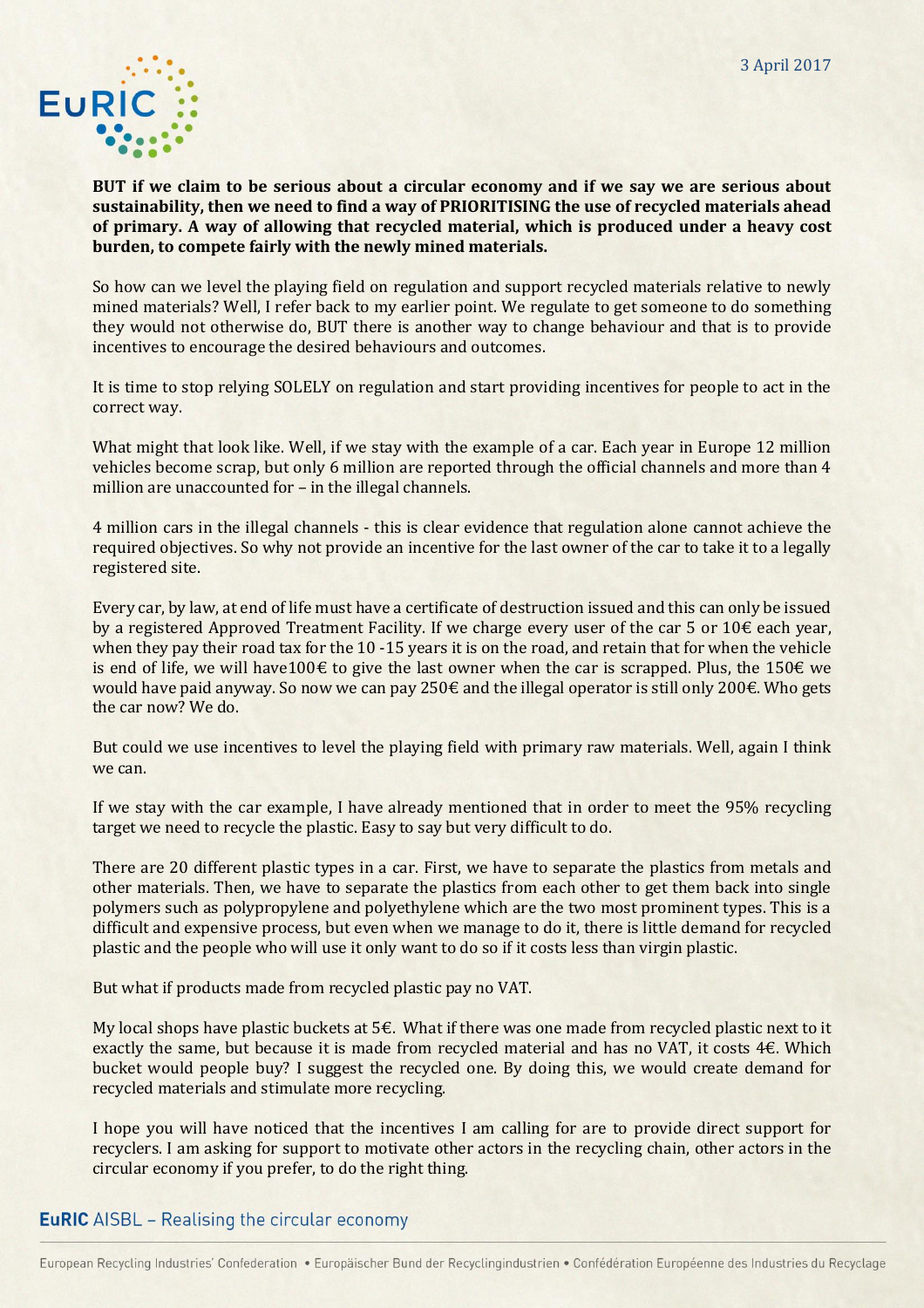**BUT if we claim to be serious about a circular economy and if we say we are serious about sustainability, then we need to find a way of PRIORITISING the use of recycled materials ahead of primary. A way of allowing that recycled material, which is produced under a heavy cost burden, to compete fairly with the newly mined materials.**

So how can we level the playing field on regulation and support recycled materials relative to newly mined materials? Well, I refer back to my earlier point. We regulate to get someone to do something they would not otherwise do, BUT there is another way to change behaviour and that is to provide incentives to encourage the desired behaviours and outcomes.

It is time to stop relying SOLELY on regulation and start providing incentives for people to act in the correct way.

What might that look like. Well, if we stay with the example of a car. Each year in Europe 12 million vehicles become scrap, but only 6 million are reported through the official channels and more than 4 million are unaccounted for – in the illegal channels.

4 million cars in the illegal channels - this is clear evidence that regulation alone cannot achieve the required objectives. So why not provide an incentive for the last owner of the car to take it to a legally registered site.

Every car, by law, at end of life must have a certificate of destruction issued and this can only be issued by a registered Approved Treatment Facility. If we charge every user of the car 5 or 10€ each year, when they pay their road tax for the 10 -15 years it is on the road, and retain that for when the vehicle is end of life, we will have100€ to give the last owner when the car is scrapped. Plus, the 150€ we would have paid anyway. So now we can pay 250€ and the illegal operator is still only 200€. Who gets the car now? We do.

But could we use incentives to level the playing field with primary raw materials. Well, again I think we can.

If we stay with the car example, I have already mentioned that in order to meet the 95% recycling target we need to recycle the plastic. Easy to say but very difficult to do.

There are 20 different plastic types in a car. First, we have to separate the plastics from metals and other materials. Then, we have to separate the plastics from each other to get them back into single polymers such as polypropylene and polyethylene which are the two most prominent types. This is a difficult and expensive process, but even when we manage to do it, there is little demand for recycled plastic and the people who will use it only want to do so if it costs less than virgin plastic.

But what if products made from recycled plastic pay no VAT.

My local shops have plastic buckets at 5€. What if there was one made from recycled plastic next to it exactly the same, but because it is made from recycled material and has no VAT, it costs 4€. Which bucket would people buy? I suggest the recycled one. By doing this, we would create demand for recycled materials and stimulate more recycling.

I hope you will have noticed that the incentives I am calling for are to provide direct support for recyclers. I am asking for support to motivate other actors in the recycling chain, other actors in the circular economy if you prefer, to do the right thing.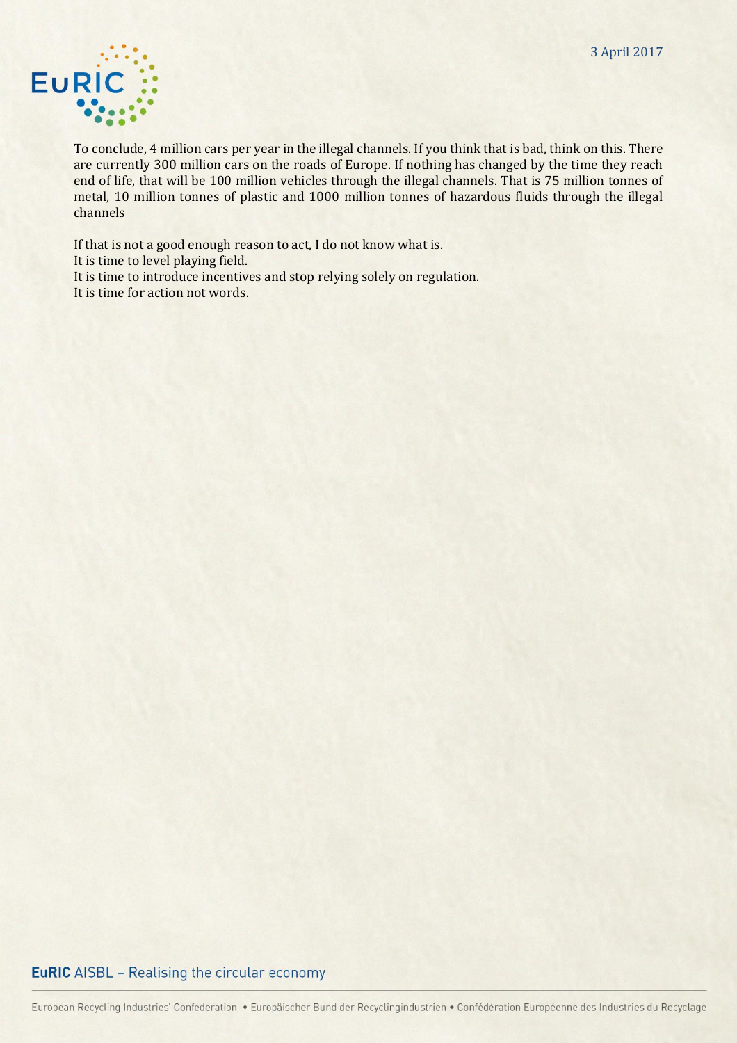To conclude, 4 million cars per year in the illegal channels. If you think that is bad, think on this. There are currently 300 million cars on the roads of Europe. If nothing has changed by the time they reach end of life, that will be 100 million vehicles through the illegal channels. That is 75 million tonnes of metal, 10 million tonnes of plastic and 1000 million tonnes of hazardous fluids through the illegal channels

If that is not a good enough reason to act, I do not know what is.
It is time to level playing field.
It is time to introduce incentives and stop relying solely on regulation.
It is time for action not words.